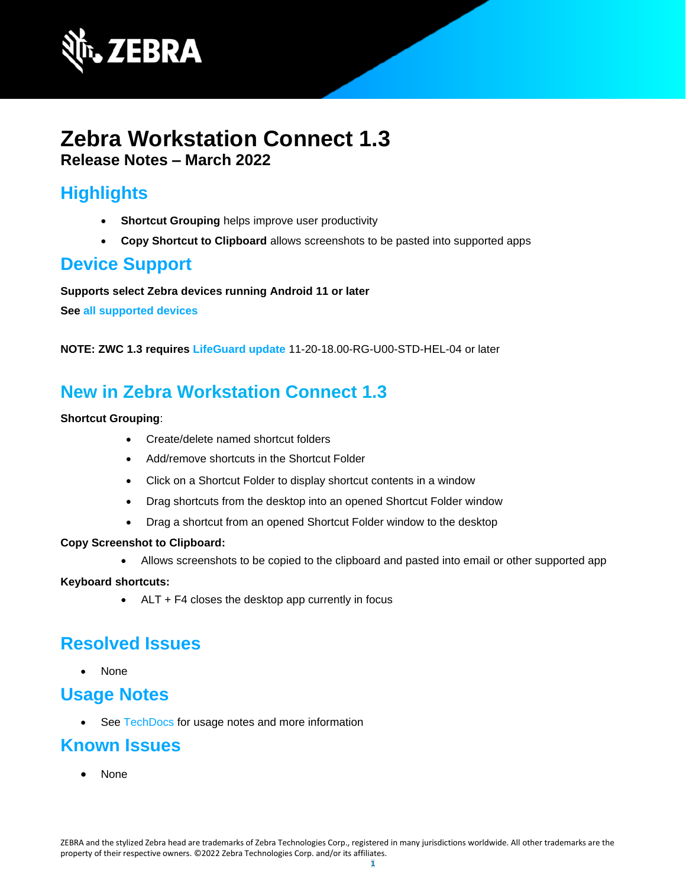# Zebra Workstation Connect 1.3

**Release Notes – March 2022**

## Highlights

- **Shortcut Grouping** helps improve user productivity
- **Copy Shortcut to Clipboard** allows screenshots to be pasted into supported apps

## Device Support

**Supports select Zebra devices running Android 11 or later**

**See all supported devices**

**NOTE: ZWC 1.3 requires LifeGuard update** 11-20-18.00-RG-U00-STD-HEL-04 or later

## New in Zebra Workstation Connect 1.3

**Shortcut Grouping**:

- Create/delete named shortcut folders
- Add/remove shortcuts in the Shortcut Folder
- Click on a Shortcut Folder to display shortcut contents in a window
- Drag shortcuts from the desktop into an opened Shortcut Folder window
- Drag a shortcut from an opened Shortcut Folder window to the desktop

**Copy Screenshot to Clipboard:**

- Allows screenshots to be copied to the clipboard and pasted into email or other supported app

**Keyboard shortcuts:**

- ALT + F4 closes the desktop app currently in focus

## Resolved Issues

- None

## Usage Notes

- See TechDocs for usage notes and more information

## Known Issues

- None

ZEBRA and the stylized Zebra head are trademarks of Zebra Technologies Corp., registered in many jurisdictions worldwide. All other trademarks are the property of their respective owners. ©2022 Zebra Technologies Corp. and/or its affiliates.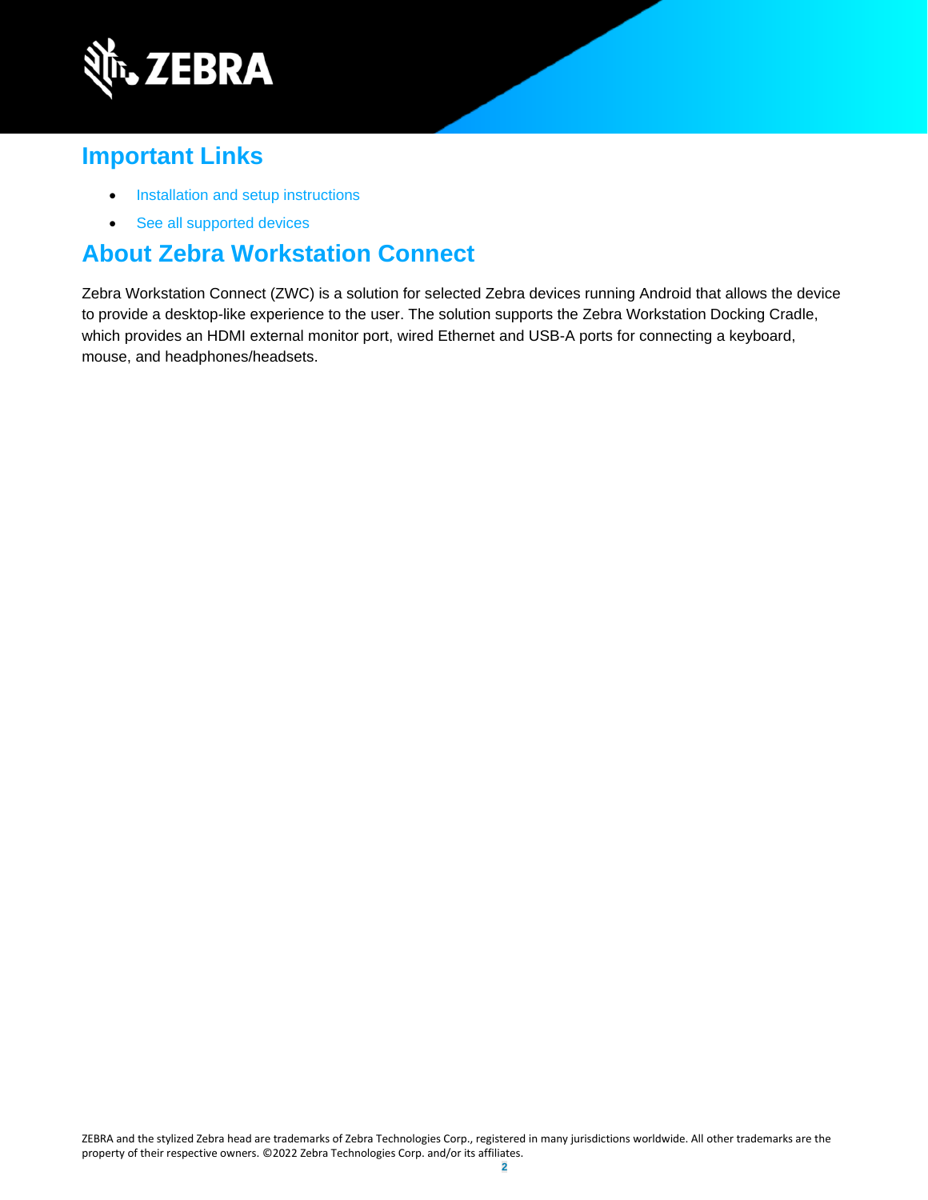## Important Links

- Installation and setup instructions
- See all supported devices

## About Zebra Workstation Connect

Zebra Workstation Connect (ZWC) is a solution for selected Zebra devices running Android that allows the device to provide a desktop-like experience to the user. The solution supports the Zebra Workstation Docking Cradle, which provides an HDMI external monitor port, wired Ethernet and USB-A ports for connecting a keyboard, mouse, and headphones/headsets.